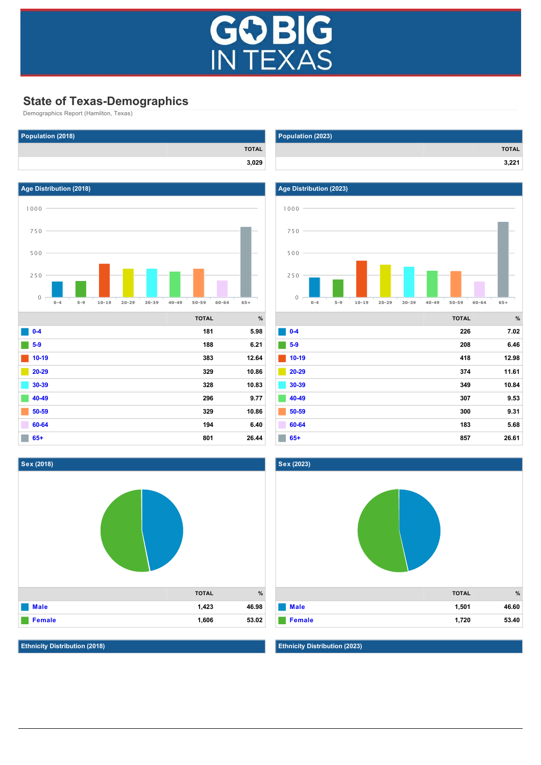# State of Texas-Demographics

Demographics Report (Hamilton, Texas)

## Population (2018)

| | TOTAL |
|---|---|
| | 3,029 |

## Population (2023)

| | TOTAL |
|---|---|
| | 3,221 |

## Age Distribution (2018)

| | TOTAL | % |
|---|---|---|
| 0-4 | 181 | 5.98 |
| 5-9 | 188 | 6.21 |
| 10-19 | 383 | 12.64 |
| 20-29 | 329 | 10.86 |
| 30-39 | 328 | 10.83 |
| 40-49 | 296 | 9.77 |
| 50-59 | 329 | 10.86 |
| 60-64 | 194 | 6.40 |
| 65+ | 801 | 26.44 |

## Age Distribution (2023)

| | TOTAL | % |
|---|---|---|
| 0-4 | 226 | 7.02 |
| 5-9 | 208 | 6.46 |
| 10-19 | 418 | 12.98 |
| 20-29 | 374 | 11.61 |
| 30-39 | 349 | 10.84 |
| 40-49 | 307 | 9.53 |
| 50-59 | 300 | 9.31 |
| 60-64 | 183 | 5.68 |
| 65+ | 857 | 26.61 |

## Sex (2018)

| | TOTAL | % |
|---|---|---|
| Male | 1,423 | 46.98 |
| Female | 1,606 | 53.02 |

## Sex (2023)

| | TOTAL | % |
|---|---|---|
| Male | 1,501 | 46.60 |
| Female | 1,720 | 53.40 |

## Ethnicity Distribution (2018)

## Ethnicity Distribution (2023)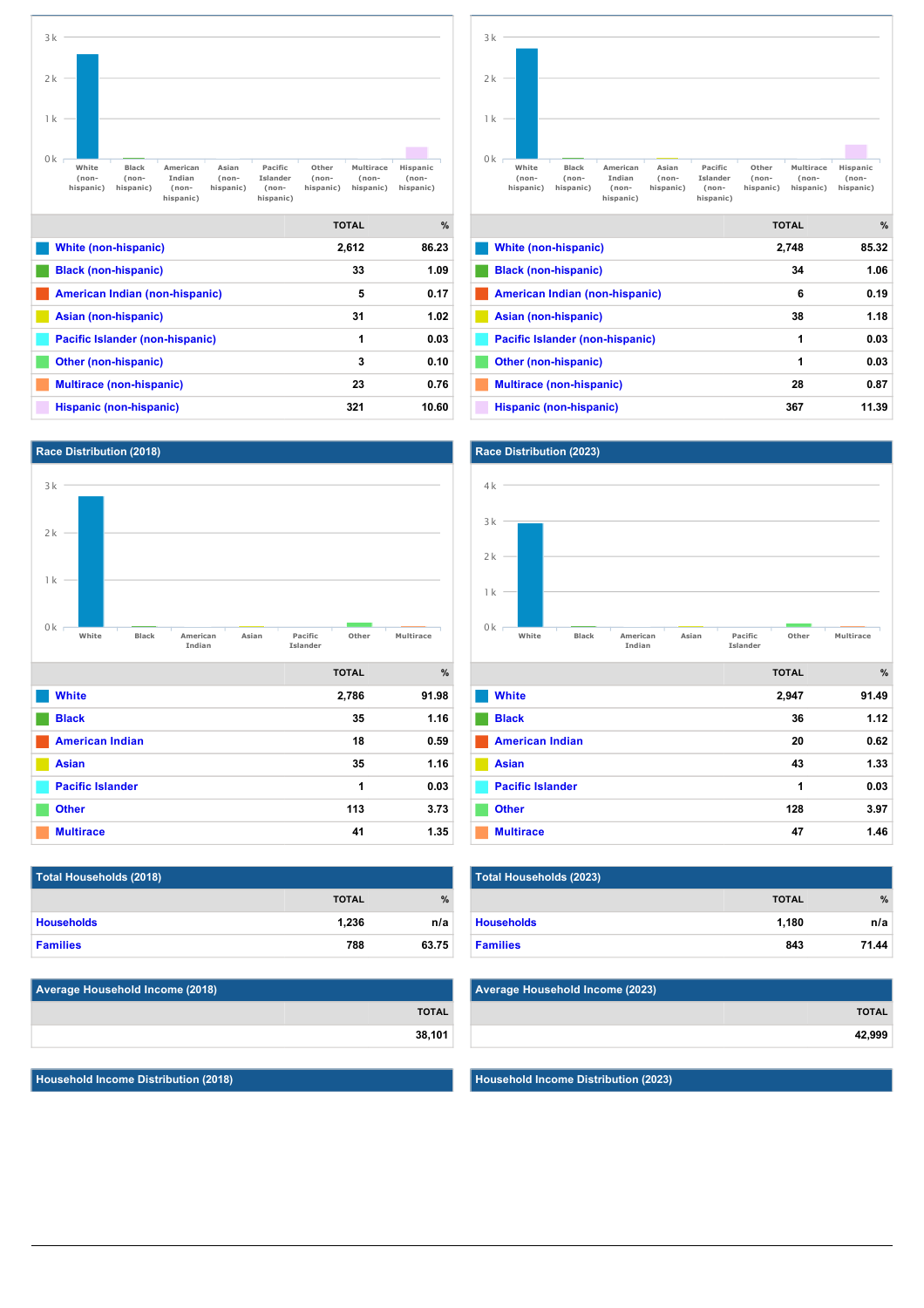| | TOTAL | % |
|---|---|---|
| White (non-hispanic) | 2,612 | 86.23 |
| Black (non-hispanic) | 33 | 1.09 |
| American Indian (non-hispanic) | 5 | 0.17 |
| Asian (non-hispanic) | 31 | 1.02 |
| Pacific Islander (non-hispanic) | 1 | 0.03 |
| Other (non-hispanic) | 3 | 0.10 |
| Multirace (non-hispanic) | 23 | 0.76 |
| Hispanic (non-hispanic) | 321 | 10.60 |

| | TOTAL | % |
|---|---|---|
| White (non-hispanic) | 2,748 | 85.32 |
| Black (non-hispanic) | 34 | 1.06 |
| American Indian (non-hispanic) | 6 | 0.19 |
| Asian (non-hispanic) | 38 | 1.18 |
| Pacific Islander (non-hispanic) | 1 | 0.03 |
| Other (non-hispanic) | 1 | 0.03 |
| Multirace (non-hispanic) | 28 | 0.87 |
| Hispanic (non-hispanic) | 367 | 11.39 |

## Race Distribution (2018)

| | TOTAL | % |
|---|---|---|
| White | 2,786 | 91.98 |
| Black | 35 | 1.16 |
| American Indian | 18 | 0.59 |
| Asian | 35 | 1.16 |
| Pacific Islander | 1 | 0.03 |
| Other | 113 | 3.73 |
| Multirace | 41 | 1.35 |

## Race Distribution (2023)

| | TOTAL | % |
|---|---|---|
| White | 2,947 | 91.49 |
| Black | 36 | 1.12 |
| American Indian | 20 | 0.62 |
| Asian | 43 | 1.33 |
| Pacific Islander | 1 | 0.03 |
| Other | 128 | 3.97 |
| Multirace | 47 | 1.46 |

## Total Households (2018)

| | TOTAL | % |
|---|---|---|
| Households | 1,236 | n/a |
| Families | 788 | 63.75 |

## Total Households (2023)

| | TOTAL | % |
|---|---|---|
| Households | 1,180 | n/a |
| Families | 843 | 71.44 |

## Average Household Income (2018)

| | TOTAL |
|---|---|
| | 38,101 |

## Average Household Income (2023)

| | TOTAL |
|---|---|
| | 42,999 |

## Household Income Distribution (2018)

## Household Income Distribution (2023)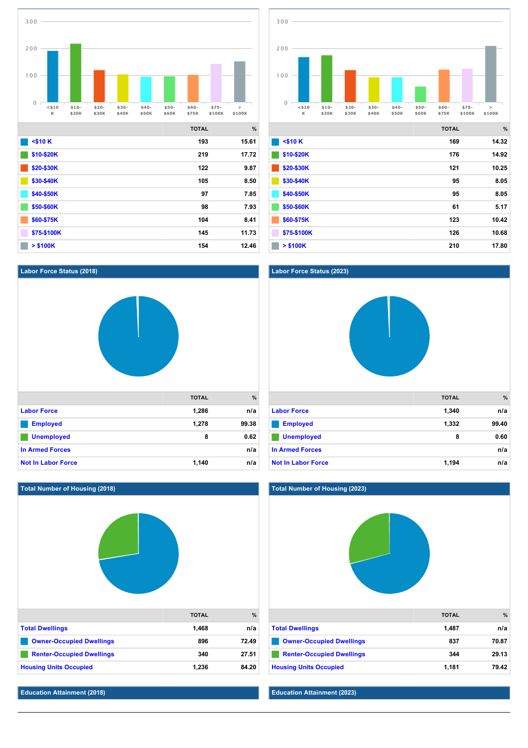| | TOTAL | % |
|---|---|---|
| <$10 K | 193 | 15.61 |
| $10-$20K | 219 | 17.72 |
| $20-$30K | 122 | 9.87 |
| $30-$40K | 105 | 8.50 |
| $40-$50K | 97 | 7.85 |
| $50-$60K | 98 | 7.93 |
| $60-$75K | 104 | 8.41 |
| $75-$100K | 145 | 11.73 |
| > $100K | 154 | 12.46 |

| | TOTAL | % |
|---|---|---|
| <$10 K | 169 | 14.32 |
| $10-$20K | 176 | 14.92 |
| $20-$30K | 121 | 10.25 |
| $30-$40K | 95 | 8.05 |
| $40-$50K | 95 | 8.05 |
| $50-$60K | 61 | 5.17 |
| $60-$75K | 123 | 10.42 |
| $75-$100K | 126 | 10.68 |
| > $100K | 210 | 17.80 |

## Labor Force Status (2018)

| | TOTAL | % |
|---|---|---|
| Labor Force | 1,286 | n/a |
| Employed | 1,278 | 99.38 |
| Unemployed | 8 | 0.62 |
| In Armed Forces | | n/a |
| Not In Labor Force | 1,140 | n/a |

## Labor Force Status (2023)

| | TOTAL | % |
|---|---|---|
| Labor Force | 1,340 | n/a |
| Employed | 1,332 | 99.40 |
| Unemployed | 8 | 0.60 |
| In Armed Forces | | n/a |
| Not In Labor Force | 1,194 | n/a |

## Total Number of Housing (2018)

| | TOTAL | % |
|---|---|---|
| Total Dwellings | 1,468 | n/a |
| Owner-Occupied Dwellings | 896 | 72.49 |
| Renter-Occupied Dwellings | 340 | 27.51 |
| Housing Units Occupied | 1,236 | 84.20 |

## Total Number of Housing (2023)

| | TOTAL | % |
|---|---|---|
| Total Dwellings | 1,487 | n/a |
| Owner-Occupied Dwellings | 837 | 70.87 |
| Renter-Occupied Dwellings | 344 | 29.13 |
| Housing Units Occupied | 1,181 | 79.42 |

## Education Attainment (2018)

## Education Attainment (2023)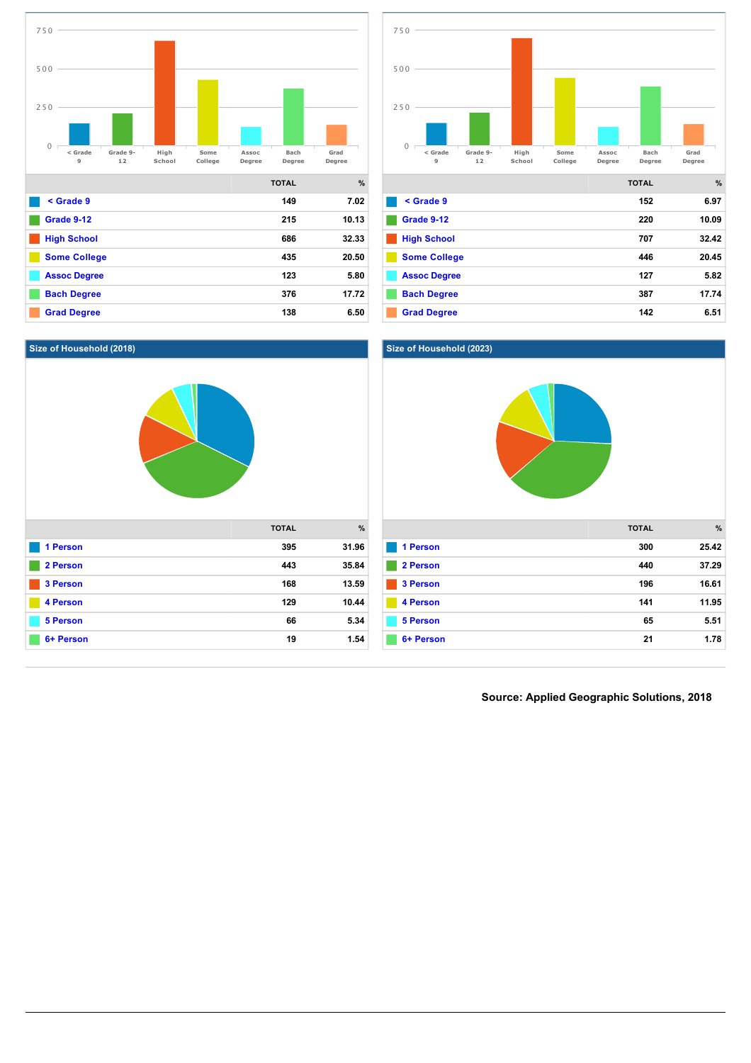750
500
250
0
< Grade 9
Grade 9-12
High School
Some College
Assoc Degree
Bach Degree
Grad Degree

| | TOTAL | % |
|---|---|---|
| < Grade 9 | 149 | 7.02 |
| Grade 9-12 | 215 | 10.13 |
| High School | 686 | 32.33 |
| Some College | 435 | 20.50 |
| Assoc Degree | 123 | 5.80 |
| Bach Degree | 376 | 17.72 |
| Grad Degree | 138 | 6.50 |

750
500
250
0
< Grade 9
Grade 9-12
High School
Some College
Assoc Degree
Bach Degree
Grad Degree

| | TOTAL | % |
|---|---|---|
| < Grade 9 | 152 | 6.97 |
| Grade 9-12 | 220 | 10.09 |
| High School | 707 | 32.42 |
| Some College | 446 | 20.45 |
| Assoc Degree | 127 | 5.82 |
| Bach Degree | 387 | 17.74 |
| Grad Degree | 142 | 6.51 |

## Size of Household (2018)

| | TOTAL | % |
|---|---|---|
| 1 Person | 395 | 31.96 |
| 2 Person | 443 | 35.84 |
| 3 Person | 168 | 13.59 |
| 4 Person | 129 | 10.44 |
| 5 Person | 66 | 5.34 |
| 6+ Person | 19 | 1.54 |

## Size of Household (2023)

| | TOTAL | % |
|---|---|---|
| 1 Person | 300 | 25.42 |
| 2 Person | 440 | 37.29 |
| 3 Person | 196 | 16.61 |
| 4 Person | 141 | 11.95 |
| 5 Person | 65 | 5.51 |
| 6+ Person | 21 | 1.78 |

**Source: Applied Geographic Solutions, 2018**